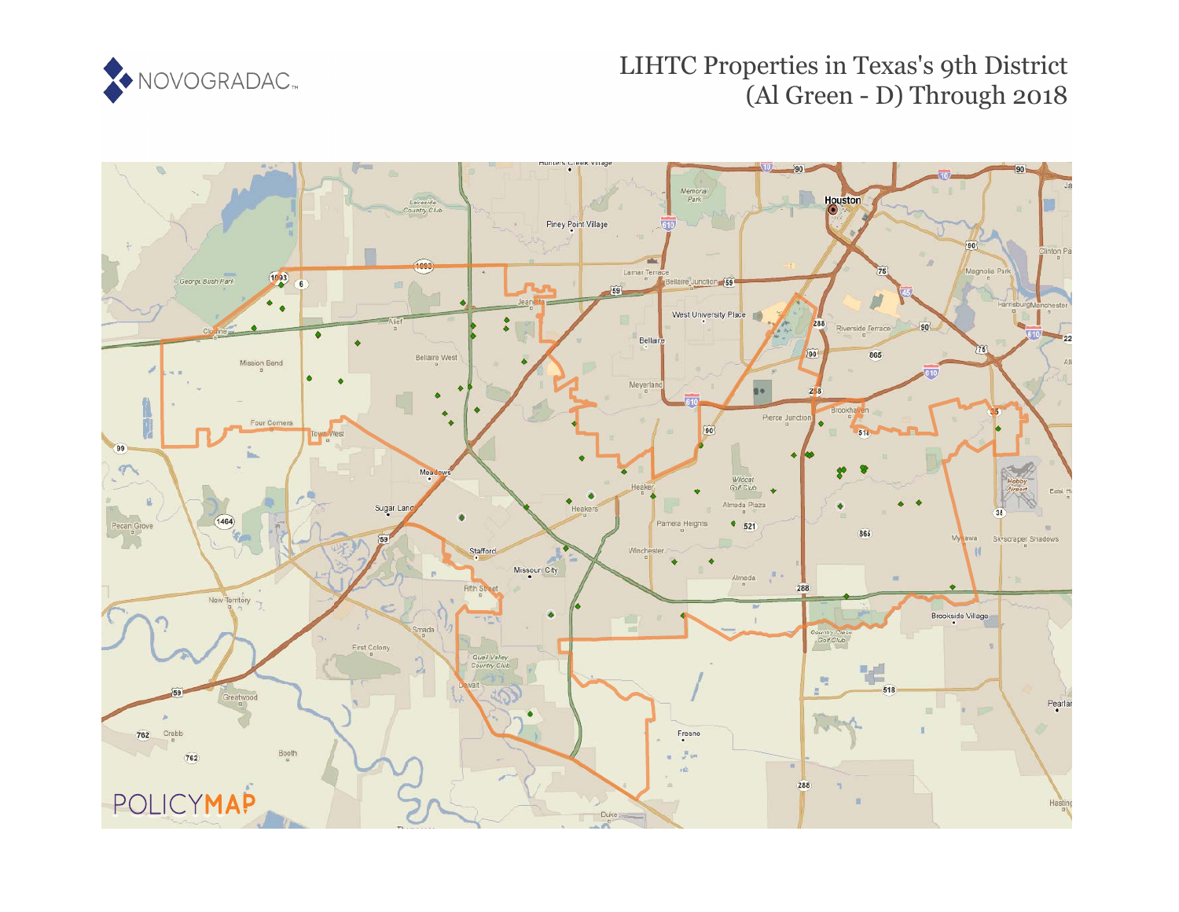# LIHTC Properties in Texas's 9th District (Al Green - D) Through 2018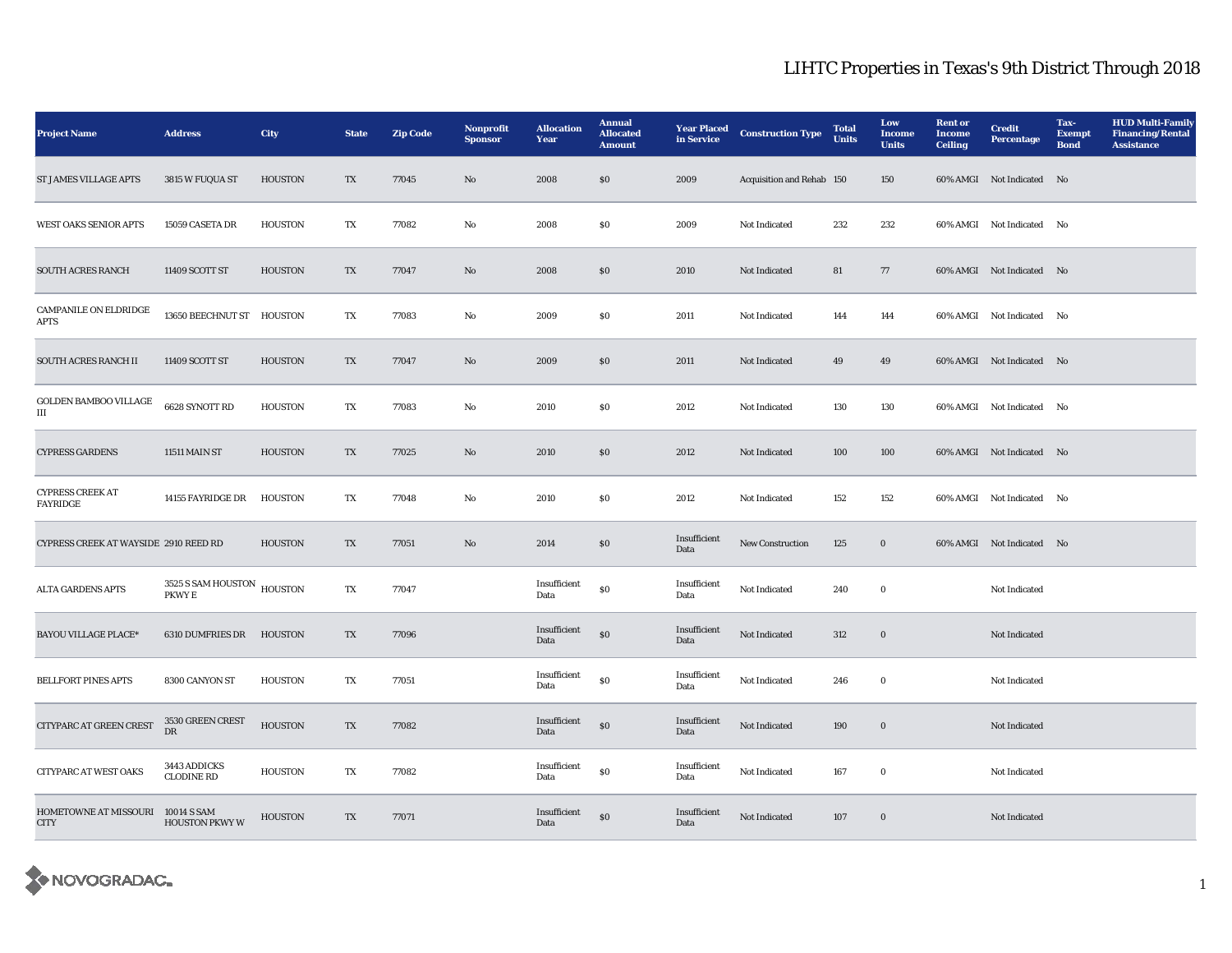# LIHTC Properties in Texas's 9th District Through 2018

| Project Name | Address | City | State | Zip Code | Nonprofit Sponsor | Allocation Year | Annual Allocated Amount | Year Placed in Service | Construction Type | Total Units | Low Income Units | Rent or Income Ceiling | Credit Percentage | Tax-Exempt Bond | HUD Multi-Family Financing/Rental Assistance |
|---|---|---|---|---|---|---|---|---|---|---|---|---|---|---|---|
| ST JAMES VILLAGE APTS | 3815 W FUQUA ST | HOUSTON | TX | 77045 | No | 2008 | $0 | 2009 | Acquisition and Rehab | 150 | 150 | 60% AMGI | Not Indicated | No | |
| WEST OAKS SENIOR APTS | 15059 CASETA DR | HOUSTON | TX | 77082 | No | 2008 | $0 | 2009 | Not Indicated | 232 | 232 | 60% AMGI | Not Indicated | No | |
| SOUTH ACRES RANCH | 11409 SCOTT ST | HOUSTON | TX | 77047 | No | 2008 | $0 | 2010 | Not Indicated | 81 | 77 | 60% AMGI | Not Indicated | No | |
| CAMPANILE ON ELDRIDGE APTS | 13650 BEECHNUT ST | HOUSTON | TX | 77083 | No | 2009 | $0 | 2011 | Not Indicated | 144 | 144 | 60% AMGI | Not Indicated | No | |
| SOUTH ACRES RANCH II | 11409 SCOTT ST | HOUSTON | TX | 77047 | No | 2009 | $0 | 2011 | Not Indicated | 49 | 49 | 60% AMGI | Not Indicated | No | |
| GOLDEN BAMBOO VILLAGE III | 6628 SYNOTT RD | HOUSTON | TX | 77083 | No | 2010 | $0 | 2012 | Not Indicated | 130 | 130 | 60% AMGI | Not Indicated | No | |
| CYPRESS GARDENS | 11511 MAIN ST | HOUSTON | TX | 77025 | No | 2010 | $0 | 2012 | Not Indicated | 100 | 100 | 60% AMGI | Not Indicated | No | |
| CYPRESS CREEK AT FAYRIDGE | 14155 FAYRIDGE DR | HOUSTON | TX | 77048 | No | 2010 | $0 | 2012 | Not Indicated | 152 | 152 | 60% AMGI | Not Indicated | No | |
| CYPRESS CREEK AT WAYSIDE | 2910 REED RD | HOUSTON | TX | 77051 | No | 2014 | $0 | Insufficient Data | New Construction | 125 | 0 | 60% AMGI | Not Indicated | No | |
| ALTA GARDENS APTS | 3525 S SAM HOUSTON PKWY E | HOUSTON | TX | 77047 | | Insufficient Data | $0 | Insufficient Data | Not Indicated | 240 | 0 | | Not Indicated | | |
| BAYOU VILLAGE PLACE* | 6310 DUMFRIES DR | HOUSTON | TX | 77096 | | Insufficient Data | $0 | Insufficient Data | Not Indicated | 312 | 0 | | Not Indicated | | |
| BELLFORT PINES APTS | 8300 CANYON ST | HOUSTON | TX | 77051 | | Insufficient Data | $0 | Insufficient Data | Not Indicated | 246 | 0 | | Not Indicated | | |
| CITYPARC AT GREEN CREST | 3530 GREEN CREST DR | HOUSTON | TX | 77082 | | Insufficient Data | $0 | Insufficient Data | Not Indicated | 190 | 0 | | Not Indicated | | |
| CITYPARC AT WEST OAKS | 3443 ADDICKS CLODINE RD | HOUSTON | TX | 77082 | | Insufficient Data | $0 | Insufficient Data | Not Indicated | 167 | 0 | | Not Indicated | | |
| HOMETOWNE AT MISSOURI CITY | 10014 S SAM HOUSTON PKWY W | HOUSTON | TX | 77071 | | Insufficient Data | $0 | Insufficient Data | Not Indicated | 107 | 0 | | Not Indicated | | |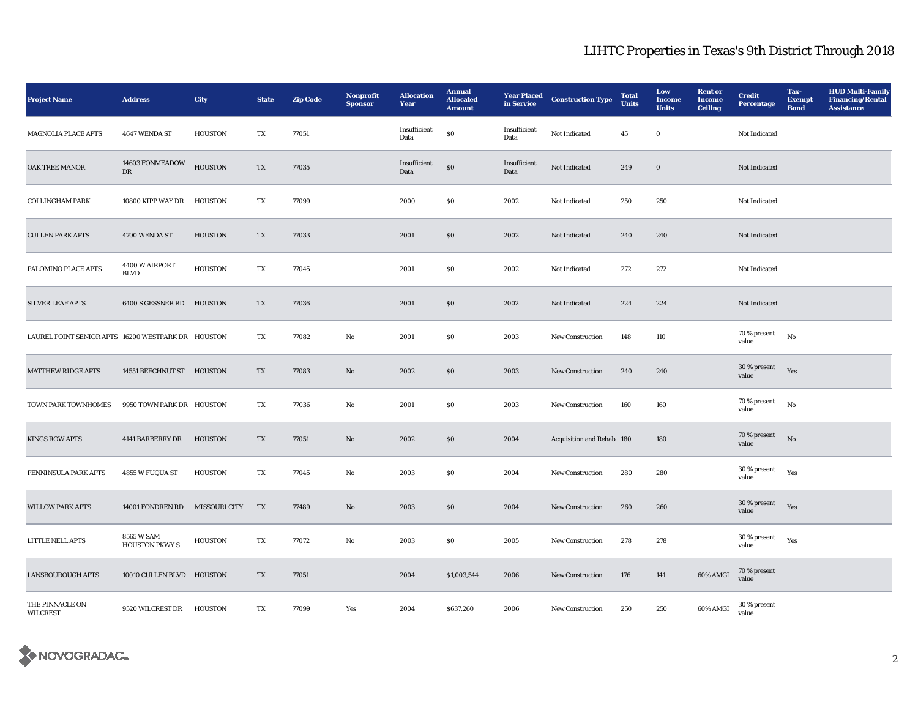# LIHTC Properties in Texas's 9th District Through 2018

| Project Name | Address | City | State | Zip Code | Nonprofit Sponsor | Allocation Year | Annual Allocated Amount | Year Placed in Service | Construction Type | Total Units | Low Income Units | Rent or Income Ceiling | Credit Percentage | Tax-Exempt Bond | HUD Multi-Family Financing/Rental Assistance |
|---|---|---|---|---|---|---|---|---|---|---|---|---|---|---|---|
| MAGNOLIA PLACE APTS | 4647 WENDA ST | HOUSTON | TX | 77051 | | Insufficient Data | $0 | Insufficient Data | Not Indicated | 45 | 0 | | Not Indicated | | |
| OAK TREE MANOR | 14603 FONMEADOW DR | HOUSTON | TX | 77035 | | Insufficient Data | $0 | Insufficient Data | Not Indicated | 249 | 0 | | Not Indicated | | |
| COLLINGHAM PARK | 10800 KIPP WAY DR | HOUSTON | TX | 77099 | | 2000 | $0 | 2002 | Not Indicated | 250 | 250 | | Not Indicated | | |
| CULLEN PARK APTS | 4700 WENDA ST | HOUSTON | TX | 77033 | | 2001 | $0 | 2002 | Not Indicated | 240 | 240 | | Not Indicated | | |
| PALOMINO PLACE APTS | 4400 W AIRPORT BLVD | HOUSTON | TX | 77045 | | 2001 | $0 | 2002 | Not Indicated | 272 | 272 | | Not Indicated | | |
| SILVER LEAF APTS | 6400 S GESSNER RD | HOUSTON | TX | 77036 | | 2001 | $0 | 2002 | Not Indicated | 224 | 224 | | Not Indicated | | |
| LAUREL POINT SENIOR APTS | 16200 WESTPARK DR | HOUSTON | TX | 77082 | No | 2001 | $0 | 2003 | New Construction | 148 | 110 | | 70 % present value | No | |
| MATTHEW RIDGE APTS | 14551 BEECHNUT ST | HOUSTON | TX | 77083 | No | 2002 | $0 | 2003 | New Construction | 240 | 240 | | 30 % present value | Yes | |
| TOWN PARK TOWNHOMES | 9950 TOWN PARK DR | HOUSTON | TX | 77036 | No | 2001 | $0 | 2003 | New Construction | 160 | 160 | | 70 % present value | No | |
| KINGS ROW APTS | 4141 BARBERRY DR | HOUSTON | TX | 77051 | No | 2002 | $0 | 2004 | Acquisition and Rehab | 180 | 180 | | 70 % present value | No | |
| PENNINSULA PARK APTS | 4855 W FUQUA ST | HOUSTON | TX | 77045 | No | 2003 | $0 | 2004 | New Construction | 280 | 280 | | 30 % present value | Yes | |
| WILLOW PARK APTS | 14001 FONDREN RD | MISSOURI CITY | TX | 77489 | No | 2003 | $0 | 2004 | New Construction | 260 | 260 | | 30 % present value | Yes | |
| LITTLE NELL APTS | 8565 W SAM HOUSTON PKWY S | HOUSTON | TX | 77072 | No | 2003 | $0 | 2005 | New Construction | 278 | 278 | | 30 % present value | Yes | |
| LANSBOUROUGH APTS | 10010 CULLEN BLVD | HOUSTON | TX | 77051 | | 2004 | $1,003,544 | 2006 | New Construction | 176 | 141 | 60% AMGI | 70 % present value | | |
| THE PINNACLE ON WILCREST | 9520 WILCREST DR | HOUSTON | TX | 77099 | Yes | 2004 | $637,260 | 2006 | New Construction | 250 | 250 | 60% AMGI | 30 % present value | | |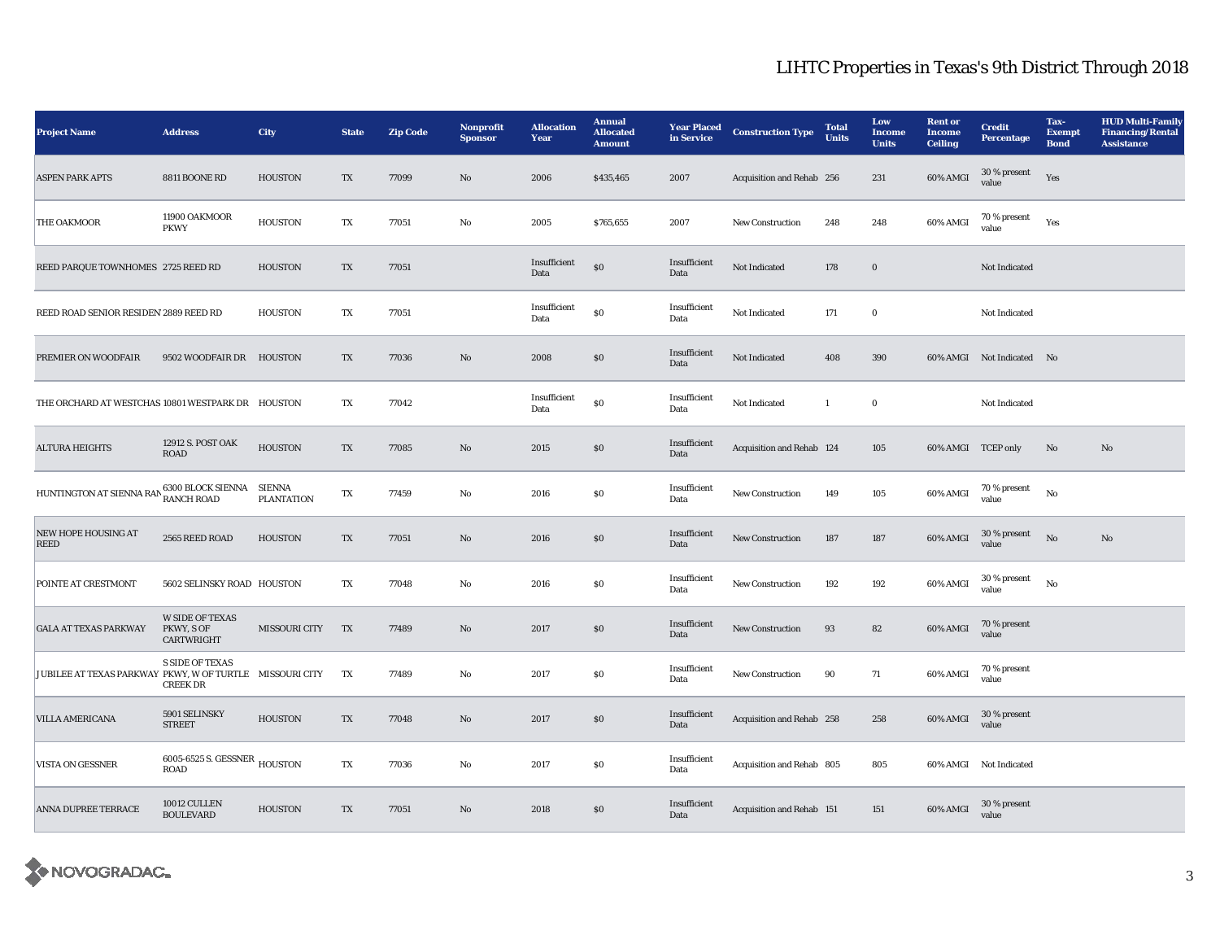# LIHTC Properties in Texas's 9th District Through 2018

| Project Name | Address | City | State | Zip Code | Nonprofit Sponsor | Allocation Year | Annual Allocated Amount | Year Placed in Service | Construction Type | Total Units | Low Income Units | Rent or Income Ceiling | Credit Percentage | Tax-Exempt Bond | HUD Multi-Family Financing/Rental Assistance |
|---|---|---|---|---|---|---|---|---|---|---|---|---|---|---|---|
| ASPEN PARK APTS | 8811 BOONE RD | HOUSTON | TX | 77099 | No | 2006 | $435,465 | 2007 | Acquisition and Rehab | 256 | 231 | 60% AMGI | 30 % present value | Yes | |
| THE OAKMOOR | 11900 OAKMOOR PKWY | HOUSTON | TX | 77051 | No | 2005 | $765,655 | 2007 | New Construction | 248 | 248 | 60% AMGI | 70 % present value | Yes | |
| REED PARQUE TOWNHOMES | 2725 REED RD | HOUSTON | TX | 77051 | | Insufficient Data | $0 | Insufficient Data | Not Indicated | 178 | 0 | | Not Indicated | | |
| REED ROAD SENIOR RESIDEN | 2889 REED RD | HOUSTON | TX | 77051 | | Insufficient Data | $0 | Insufficient Data | Not Indicated | 171 | 0 | | Not Indicated | | |
| PREMIER ON WOODFAIR | 9502 WOODFAIR DR | HOUSTON | TX | 77036 | No | 2008 | $0 | Insufficient Data | Not Indicated | 408 | 390 | 60% AMGI | Not Indicated | No | |
| THE ORCHARD AT WESTCHAS | 10801 WESTPARK DR | HOUSTON | TX | 77042 | | Insufficient Data | $0 | Insufficient Data | Not Indicated | 1 | 0 | | Not Indicated | | |
| ALTURA HEIGHTS | 12912 S. POST OAK ROAD | HOUSTON | TX | 77085 | No | 2015 | $0 | Insufficient Data | Acquisition and Rehab | 124 | 105 | 60% AMGI | TCEP only | No | No |
| HUNTINGTON AT SIENNA RAN | 6300 BLOCK SIENNA RANCH ROAD | SIENNA PLANTATION | TX | 77459 | No | 2016 | $0 | Insufficient Data | New Construction | 149 | 105 | 60% AMGI | 70 % present value | No | |
| NEW HOPE HOUSING AT REED | 2565 REED ROAD | HOUSTON | TX | 77051 | No | 2016 | $0 | Insufficient Data | New Construction | 187 | 187 | 60% AMGI | 30 % present value | No | No |
| POINTE AT CRESTMONT | 5602 SELINSKY ROAD | HOUSTON | TX | 77048 | No | 2016 | $0 | Insufficient Data | New Construction | 192 | 192 | 60% AMGI | 30 % present value | No | |
| GALA AT TEXAS PARKWAY | W SIDE OF TEXAS PKWY, S OF CARTWRIGHT | MISSOURI CITY | TX | 77489 | No | 2017 | $0 | Insufficient Data | New Construction | 93 | 82 | 60% AMGI | 70 % present value | | |
| JUBILEE AT TEXAS PARKWAY | S SIDE OF TEXAS PKWY, W OF TURTLE CREEK DR | MISSOURI CITY | TX | 77489 | No | 2017 | $0 | Insufficient Data | New Construction | 90 | 71 | 60% AMGI | 70 % present value | | |
| VILLA AMERICANA | 5901 SELINSKY STREET | HOUSTON | TX | 77048 | No | 2017 | $0 | Insufficient Data | Acquisition and Rehab | 258 | 258 | 60% AMGI | 30 % present value | | |
| VISTA ON GESSNER | 6005-6525 S. GESSNER ROAD | HOUSTON | TX | 77036 | No | 2017 | $0 | Insufficient Data | Acquisition and Rehab | 805 | 805 | 60% AMGI | Not Indicated | | |
| ANNA DUPREE TERRACE | 10012 CULLEN BOULEVARD | HOUSTON | TX | 77051 | No | 2018 | $0 | Insufficient Data | Acquisition and Rehab | 151 | 151 | 60% AMGI | 30 % present value | | |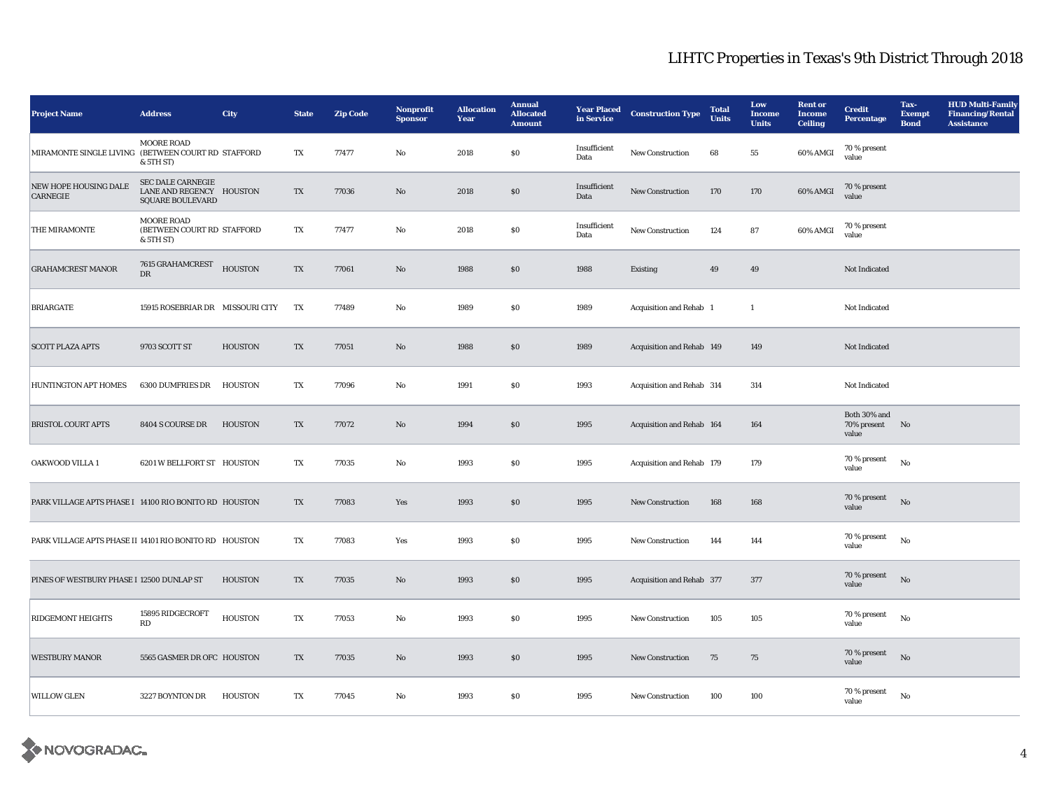# LIHTC Properties in Texas's 9th District Through 2018

| Project Name | Address | City | State | Zip Code | Nonprofit Sponsor | Allocation Year | Annual Allocated Amount | Year Placed in Service | Construction Type | Total Units | Low Income Units | Rent or Income Ceiling | Credit Percentage | Tax-Exempt Bond | HUD Multi-Family Financing/Rental Assistance |
|---|---|---|---|---|---|---|---|---|---|---|---|---|---|---|---|
| MIRAMONTE SINGLE LIVING | MOORE ROAD (BETWEEN COURT RD & 5TH ST) | STAFFORD | TX | 77477 | No | 2018 | $0 | Insufficient Data | New Construction | 68 | 55 | 60% AMGI | 70 % present value | | |
| NEW HOPE HOUSING DALE CARNEGIE | SEC DALE CARNEGIE LANE AND REGENCY SQUARE BOULEVARD | HOUSTON | TX | 77036 | No | 2018 | $0 | Insufficient Data | New Construction | 170 | 170 | 60% AMGI | 70 % present value | | |
| THE MIRAMONTE | MOORE ROAD (BETWEEN COURT RD & 5TH ST) | STAFFORD | TX | 77477 | No | 2018 | $0 | Insufficient Data | New Construction | 124 | 87 | 60% AMGI | 70 % present value | | |
| GRAHAMCREST MANOR | 7615 GRAHAMCREST DR | HOUSTON | TX | 77061 | No | 1988 | $0 | 1988 | Existing | 49 | 49 | | Not Indicated | | |
| BRIARGATE | 15915 ROSEBRIAR DR | MISSOURI CITY | TX | 77489 | No | 1989 | $0 | 1989 | Acquisition and Rehab | 1 | 1 | | Not Indicated | | |
| SCOTT PLAZA APTS | 9703 SCOTT ST | HOUSTON | TX | 77051 | No | 1988 | $0 | 1989 | Acquisition and Rehab | 149 | 149 | | Not Indicated | | |
| HUNTINGTON APT HOMES | 6300 DUMFRIES DR | HOUSTON | TX | 77096 | No | 1991 | $0 | 1993 | Acquisition and Rehab | 314 | 314 | | Not Indicated | | |
| BRISTOL COURT APTS | 8404 S COURSE DR | HOUSTON | TX | 77072 | No | 1994 | $0 | 1995 | Acquisition and Rehab | 164 | 164 | | Both 30% and 70% present value | No | |
| OAKWOOD VILLA 1 | 6201 W BELLFORT ST | HOUSTON | TX | 77035 | No | 1993 | $0 | 1995 | Acquisition and Rehab | 179 | 179 | | 70 % present value | No | |
| PARK VILLAGE APTS PHASE I | 14100 RIO BONITO RD | HOUSTON | TX | 77083 | Yes | 1993 | $0 | 1995 | New Construction | 168 | 168 | | 70 % present value | No | |
| PARK VILLAGE APTS PHASE II | 14101 RIO BONITO RD | HOUSTON | TX | 77083 | Yes | 1993 | $0 | 1995 | New Construction | 144 | 144 | | 70 % present value | No | |
| PINES OF WESTBURY PHASE I | 12500 DUNLAP ST | HOUSTON | TX | 77035 | No | 1993 | $0 | 1995 | Acquisition and Rehab | 377 | 377 | | 70 % present value | No | |
| RIDGEMONT HEIGHTS | 15895 RIDGECROFT RD | HOUSTON | TX | 77053 | No | 1993 | $0 | 1995 | New Construction | 105 | 105 | | 70 % present value | No | |
| WESTBURY MANOR | 5565 GASMER DR OFC | HOUSTON | TX | 77035 | No | 1993 | $0 | 1995 | New Construction | 75 | 75 | | 70 % present value | No | |
| WILLOW GLEN | 3227 BOYNTON DR | HOUSTON | TX | 77045 | No | 1993 | $0 | 1995 | New Construction | 100 | 100 | | 70 % present value | No | |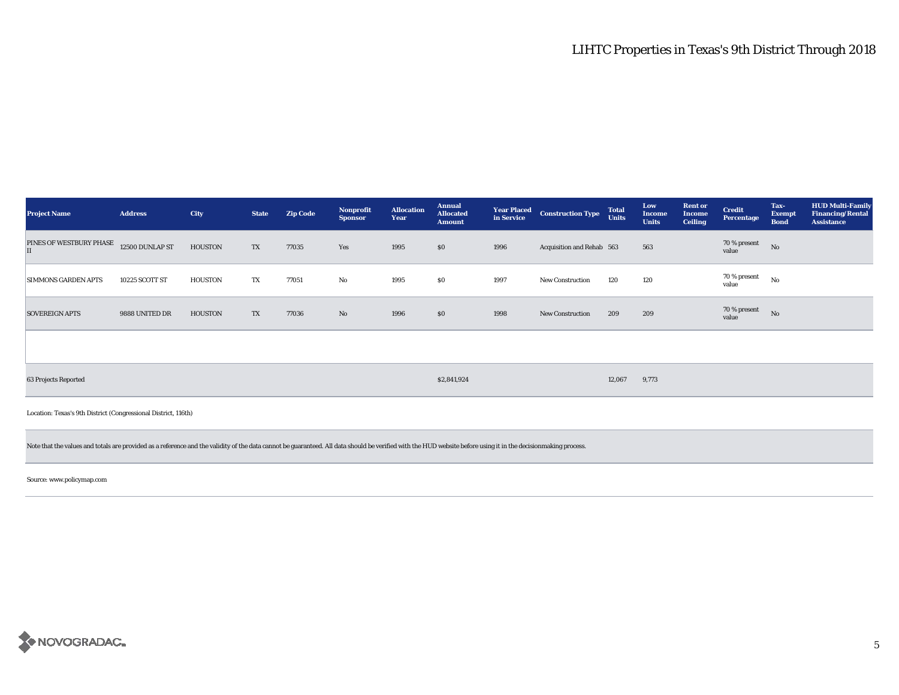| Project Name | Address | City | State | Zip Code | Nonprofit Sponsor | Allocation Year | Annual Allocated Amount | Year Placed in Service | Construction Type | Total Units | Low Income Units | Rent or Income Ceiling | Credit Percentage | Tax-Exempt Bond | HUD Multi-Family Financing/Rental Assistance |
|---|---|---|---|---|---|---|---|---|---|---|---|---|---|---|---|
| PINES OF WESTBURY PHASE II | 12500 DUNLAP ST | HOUSTON | TX | 77035 | Yes | 1995 | $0 | 1996 | Acquisition and Rehab | 563 | 563 | | 70 % present value | No | |
| SIMMONS GARDEN APTS | 10225 SCOTT ST | HOUSTON | TX | 77051 | No | 1995 | $0 | 1997 | New Construction | 120 | 120 | | 70 % present value | No | |
| SOVEREIGN APTS | 9888 UNITED DR | HOUSTON | TX | 77036 | No | 1996 | $0 | 1998 | New Construction | 209 | 209 | | 70 % present value | No | |
| | | | | | | | | | | | | | | | |
| 63 Projects Reported | | | | | | | $2,841,924 | | | 12,067 | 9,773 | | | | |

Location: Texas's 9th District (Congressional District, 116th)

Note that the values and totals are provided as a reference and the validity of the data cannot be guaranteed. All data should be verified with the HUD website before using it in the decisionmaking process.

Source: www.policymap.com